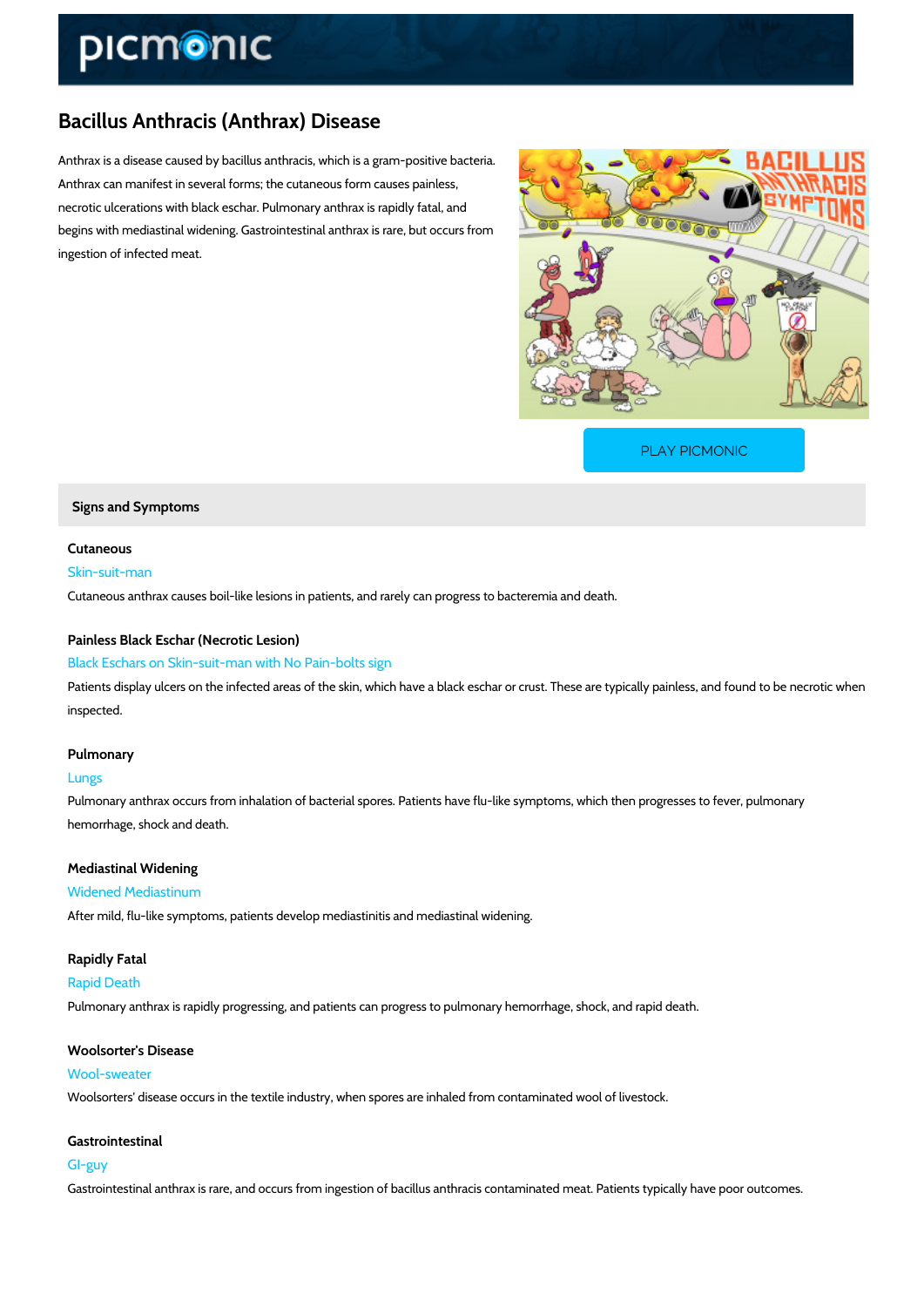# Bacillus Anthracis (Anthrax) Disease

Anthrax is a disease caused by bacillus anthracis, which is a gram-positive bacteria. Anthrax can manifest in several forms; the cutaneous form causes painless, necrotic ulcerations with black eschar. Pulmonary anthrax is rapidly fatal, and begins with mediastinal widening. Gastrointestinal anthrax is rare, but occurs from ingestion of infected meat.

PLAY PICMONIC

## Signs and Symptoms

### Cutaneous

Skin-suit-man

Cutaneous anthrax causes boil-like lesions in patients, and rarely can progress to bacteremia and death.

### Painless Black Eschar (Necrotic Lesion)

Black Eschars on Skin-suit-man with No Pain-bolts sign

Patients display ulcers on the infected areas of the skin, which have a black eschar or crust. These are typically painless, and found to be necrotic when inspected.

### Pulmonary

Lungs

Pulmonary anthrax occurs from inhalation of bacterial spores. Patients have flu-like symptoms, which then progresses to fever, pulmonary hemorrhage, shock and death.

### Mediastinal Widening

Widened Mediastinum

After mild, flu-like symptoms, patients develop mediastinitis and mediastinal widening.

### Rapidly Fatal

Rapid Death

Pulmonary anthrax is rapidly progressing, and patients can progress to pulmonary hemorrhage, shock, and rapid death.

### Woolsorter's Disease

Wool-sweater

Woolsorters' disease occurs in the textile industry, when spores are inhaled from contaminated wool of livestock.

### Gastrointestinal

GI-guy

Gastrointestinal anthrax is rare, and occurs from ingestion of bacillus anthracis contaminated meat. Patients typically have poor outcomes.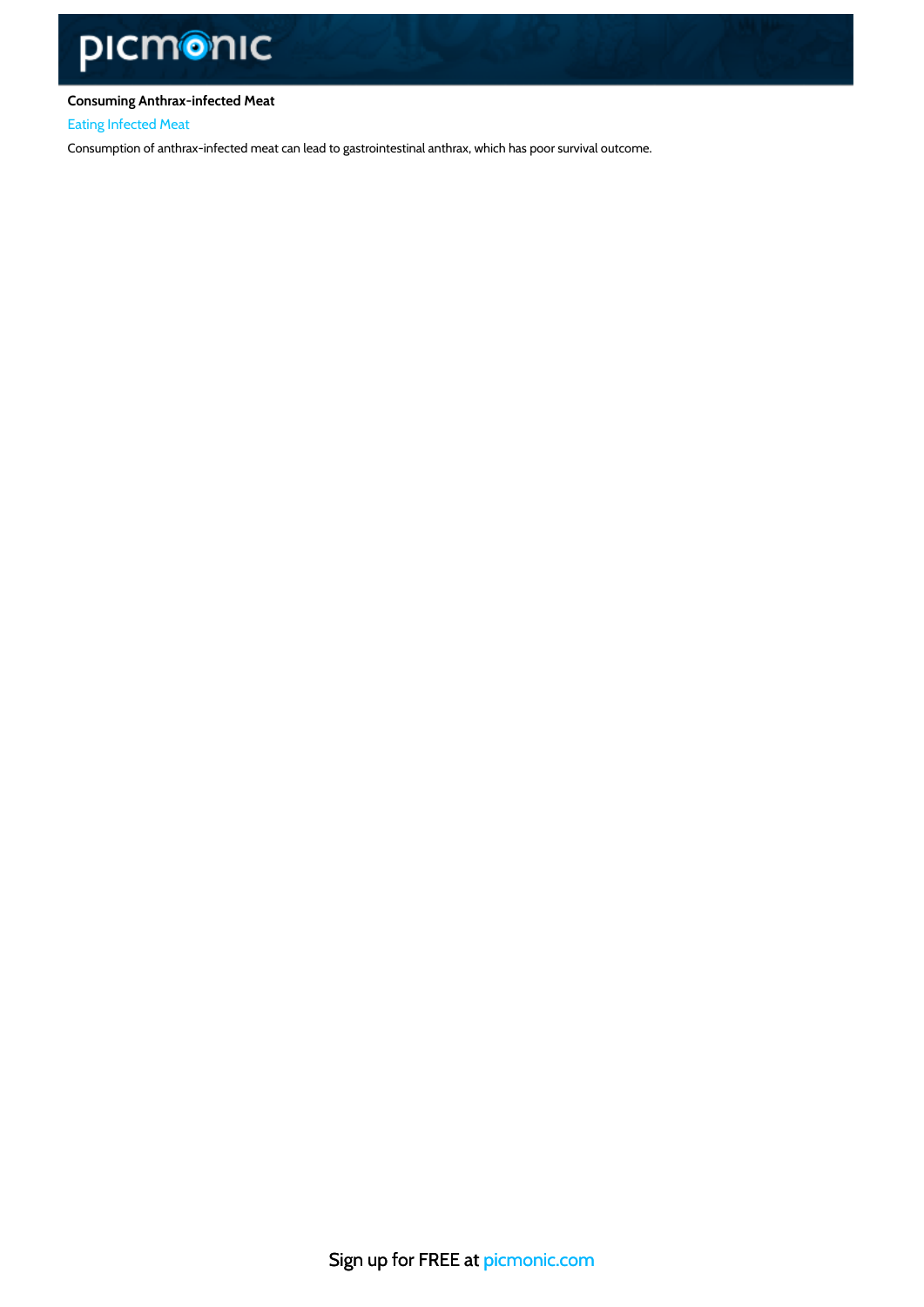**Consuming Anthrax-infected Meat**

Eating Infected Meat

Consumption of anthrax-infected meat can lead to gastrointestinal anthrax, which has poor survival outcome.